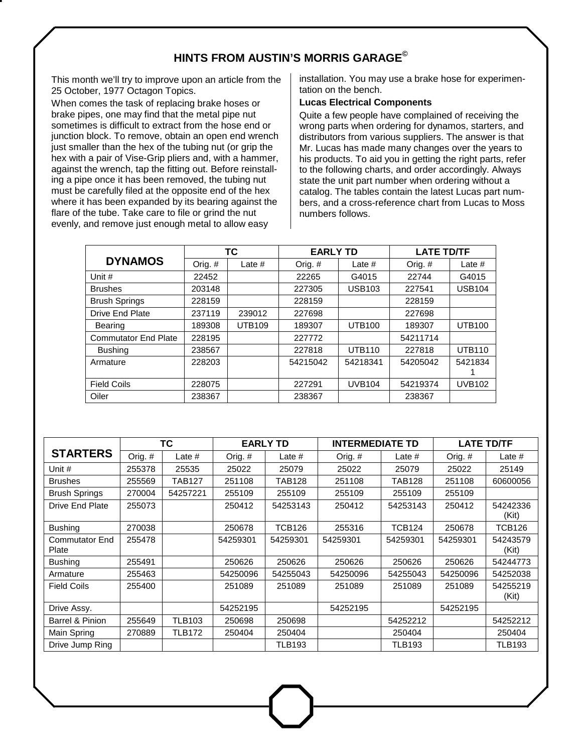## HINTS FROM AUSTIN'S MORRIS GARAGE©

This month we'll try to improve upon an article from the 25 October, 1977 Octagon Topics.

When comes the task of replacing brake hoses or brake pipes, one may find that the metal pipe nut sometimes is difficult to extract from the hose end or junction block. To remove, obtain an open end wrench just smaller than the hex of the tubing nut (or grip the hex with a pair of Vise-Grip pliers and, with a hammer, against the wrench, tap the fitting out. Before reinstalling a pipe once it has been removed, the tubing nut must be carefully filed at the opposite end of the hex where it has been expanded by its bearing against the flare of the tube. Take care to file or grind the nut evenly, and remove just enough metal to allow easy installation. You may use a brake hose for experimentation on the bench.

**Lucas Electrical Components**

Quite a few people have complained of receiving the wrong parts when ordering for dynamos, starters, and distributors from various suppliers. The answer is that Mr. Lucas has made many changes over the years to his products. To aid you in getting the right parts, refer to the following charts, and order accordingly. Always state the unit part number when ordering without a catalog. The tables contain the latest Lucas part numbers, and a cross-reference chart from Lucas to Moss numbers follows.

| DYNAMOS | TC | | EARLY TD | | LATE TD/TF | |
|---|---|---|---|---|---|---|
| | Orig. # | Late # | Orig. # | Late # | Orig. # | Late # |
| Unit # | 22452 | | 22265 | G4015 | 22744 | G4015 |
| Brushes | 203148 | | 227305 | USB103 | 227541 | USB104 |
| Brush Springs | 228159 | | 228159 | | 228159 | |
| Drive End Plate | 237119 | 239012 | 227698 | | 227698 | |
| Bearing | 189308 | UTB109 | 189307 | UTB100 | 189307 | UTB100 |
| Commutator End Plate | 228195 | | 227772 | | 54211714 | |
| Bushing | 238567 | | 227818 | UTB110 | 227818 | UTB110 |
| Armature | 228203 | | 54215042 | 54218341 | 54205042 | 54218341 |
| Field Coils | 228075 | | 227291 | UVB104 | 54219374 | UVB102 |
| Oiler | 238367 | | 238367 | | 238367 | |

| STARTERS | TC | | EARLY TD | | INTERMEDIATE TD | | LATE TD/TF | |
|---|---|---|---|---|---|---|---|---|
| | Orig. # | Late # | Orig. # | Late # | Orig. # | Late # | Orig. # | Late # |
| Unit # | 255378 | 25535 | 25022 | 25079 | 25022 | 25079 | 25022 | 25149 |
| Brushes | 255569 | TAB127 | 251108 | TAB128 | 251108 | TAB128 | 251108 | 60600056 |
| Brush Springs | 270004 | 54257221 | 255109 | 255109 | 255109 | 255109 | 255109 | |
| Drive End Plate | 255073 | | 250412 | 54253143 | 250412 | 54253143 | 250412 | 54242336 (Kit) |
| Bushing | 270038 | | 250678 | TCB126 | 255316 | TCB124 | 250678 | TCB126 |
| Commutator End Plate | 255478 | | 54259301 | 54259301 | 54259301 | 54259301 | 54259301 | 54243579 (Kit) |
| Bushing | 255491 | | 250626 | 250626 | 250626 | 250626 | 250626 | 54244773 |
| Armature | 255463 | | 54250096 | 54255043 | 54250096 | 54255043 | 54250096 | 54252038 |
| Field Coils | 255400 | | 251089 | 251089 | 251089 | 251089 | 251089 | 54255219 (Kit) |
| Drive Assy. | | | 54252195 | | 54252195 | | 54252195 | |
| Barrel & Pinion | 255649 | TLB103 | 250698 | 250698 | | 54252212 | | 54252212 |
| Main Spring | 270889 | TLB172 | 250404 | 250404 | | 250404 | | 250404 |
| Drive Jump Ring | | | | TLB193 | | TLB193 | | TLB193 |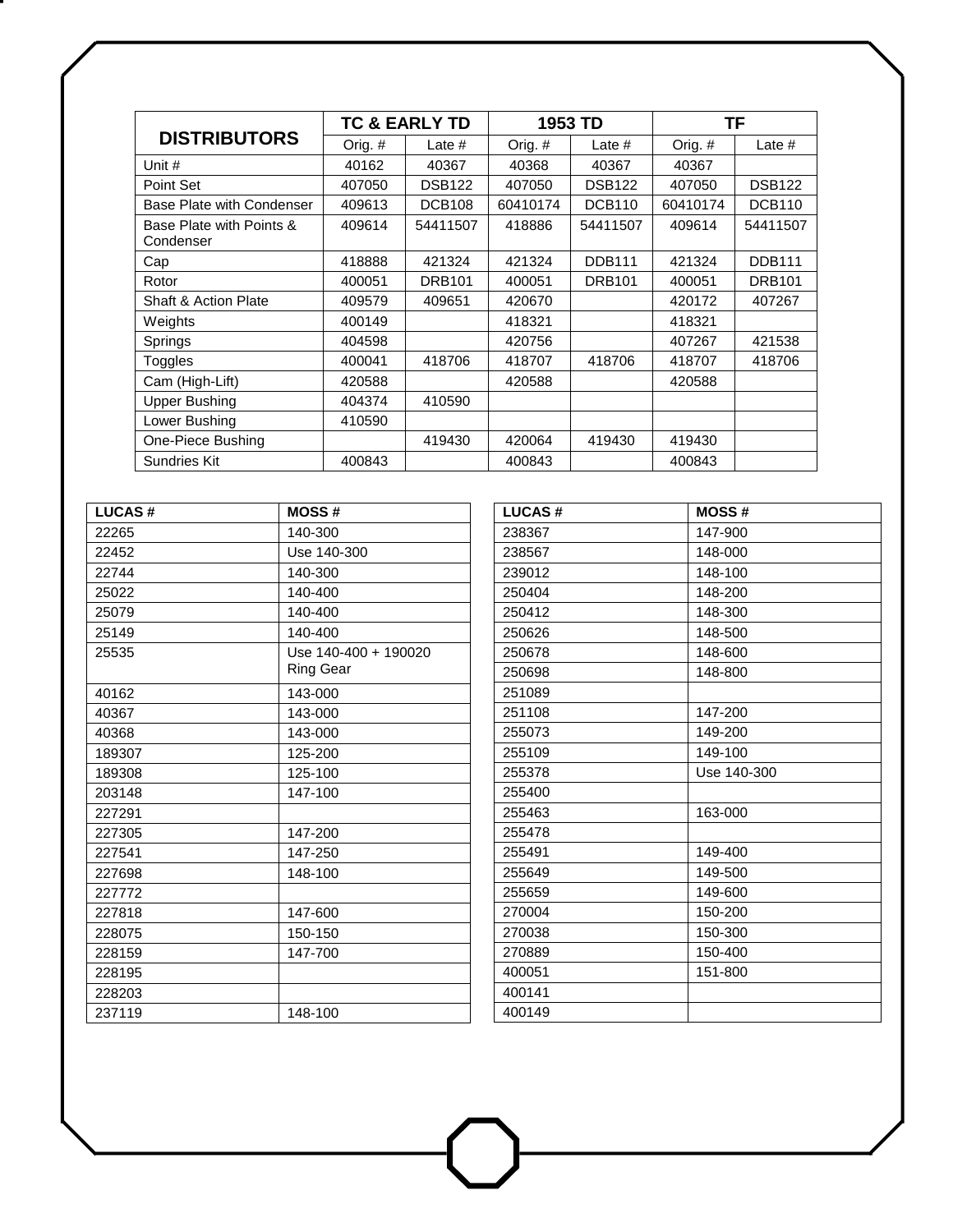| DISTRIBUTORS | TC & EARLY TD | | 1953 TD | | TF | |
|---|---|---|---|---|---|---|
| | Orig. # | Late # | Orig. # | Late # | Orig. # | Late # |
| Unit # | 40162 | 40367 | 40368 | 40367 | 40367 | |
| Point Set | 407050 | DSB122 | 407050 | DSB122 | 407050 | DSB122 |
| Base Plate with Condenser | 409613 | DCB108 | 60410174 | DCB110 | 60410174 | DCB110 |
| Base Plate with Points & Condenser | 409614 | 54411507 | 418886 | 54411507 | 409614 | 54411507 |
| Cap | 418888 | 421324 | 421324 | DDB111 | 421324 | DDB111 |
| Rotor | 400051 | DRB101 | 400051 | DRB101 | 400051 | DRB101 |
| Shaft & Action Plate | 409579 | 409651 | 420670 | | 420172 | 407267 |
| Weights | 400149 | | 418321 | | 418321 | |
| Springs | 404598 | | 420756 | | 407267 | 421538 |
| Toggles | 400041 | 418706 | 418707 | 418706 | 418707 | 418706 |
| Cam (High-Lift) | 420588 | | 420588 | | 420588 | |
| Upper Bushing | 404374 | 410590 | | | | |
| Lower Bushing | 410590 | | | | | |
| One-Piece Bushing | | 419430 | 420064 | 419430 | 419430 | |
| Sundries Kit | 400843 | | 400843 | | 400843 | |

| LUCAS # | MOSS # |
|---|---|
| 22265 | 140-300 |
| 22452 | Use 140-300 |
| 22744 | 140-300 |
| 25022 | 140-400 |
| 25079 | 140-400 |
| 25149 | 140-400 |
| 25535 | Use 140-400 + 190020 Ring Gear |
| 40162 | 143-000 |
| 40367 | 143-000 |
| 40368 | 143-000 |
| 189307 | 125-200 |
| 189308 | 125-100 |
| 203148 | 147-100 |
| 227291 | |
| 227305 | 147-200 |
| 227541 | 147-250 |
| 227698 | 148-100 |
| 227772 | |
| 227818 | 147-600 |
| 228075 | 150-150 |
| 228159 | 147-700 |
| 228195 | |
| 228203 | |
| 237119 | 148-100 |

| LUCAS # | MOSS # |
|---|---|
| 238367 | 147-900 |
| 238567 | 148-000 |
| 239012 | 148-100 |
| 250404 | 148-200 |
| 250412 | 148-300 |
| 250626 | 148-500 |
| 250678 | 148-600 |
| 250698 | 148-800 |
| 251089 | |
| 251108 | 147-200 |
| 255073 | 149-200 |
| 255109 | 149-100 |
| 255378 | Use 140-300 |
| 255400 | |
| 255463 | 163-000 |
| 255478 | |
| 255491 | 149-400 |
| 255649 | 149-500 |
| 255659 | 149-600 |
| 270004 | 150-200 |
| 270038 | 150-300 |
| 270889 | 150-400 |
| 400051 | 151-800 |
| 400141 | |
| 400149 | |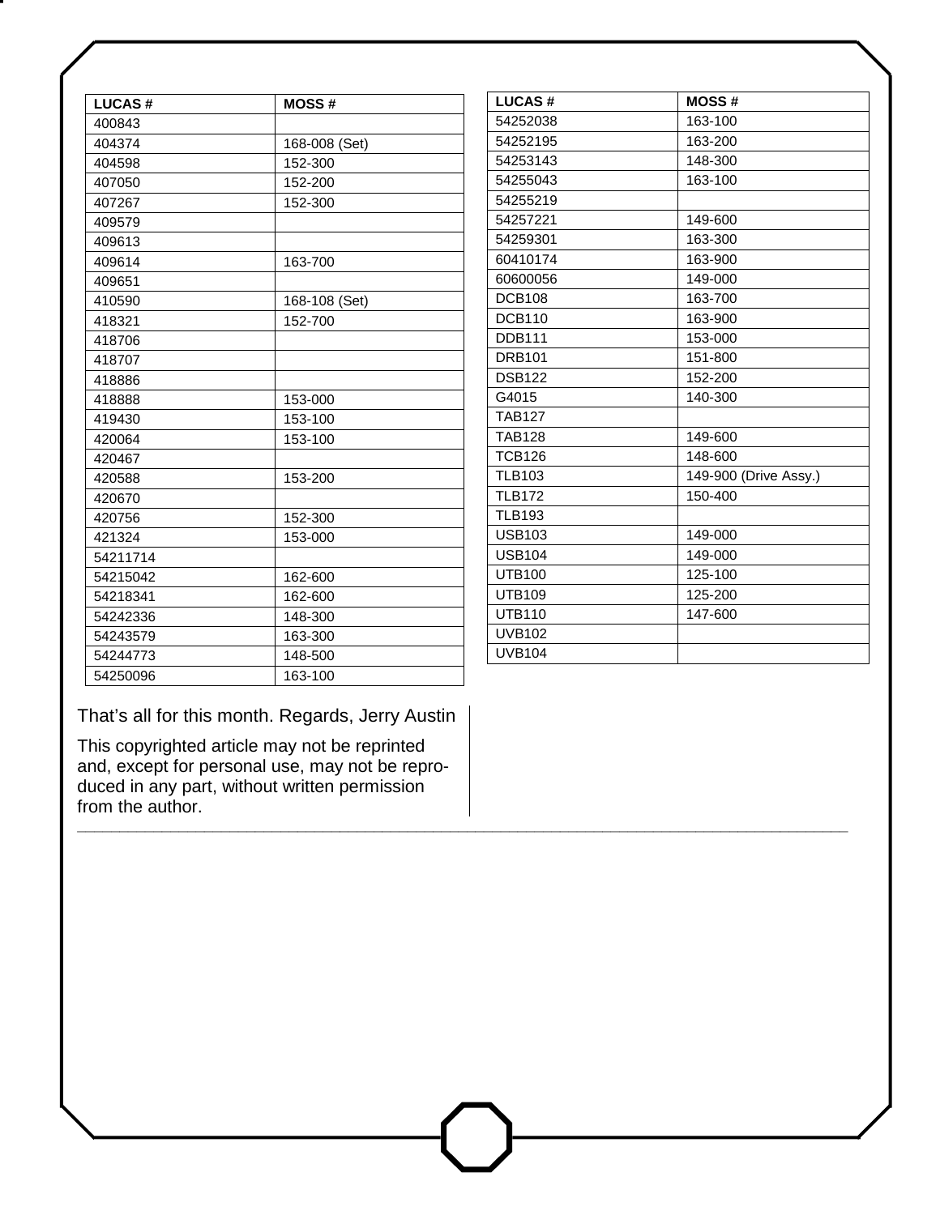| LUCAS # | MOSS # |
|---|---|
| 400843 | |
| 404374 | 168-008 (Set) |
| 404598 | 152-300 |
| 407050 | 152-200 |
| 407267 | 152-300 |
| 409579 | |
| 409613 | |
| 409614 | 163-700 |
| 409651 | |
| 410590 | 168-108 (Set) |
| 418321 | 152-700 |
| 418706 | |
| 418707 | |
| 418886 | |
| 418888 | 153-000 |
| 419430 | 153-100 |
| 420064 | 153-100 |
| 420467 | |
| 420588 | 153-200 |
| 420670 | |
| 420756 | 152-300 |
| 421324 | 153-000 |
| 54211714 | |
| 54215042 | 162-600 |
| 54218341 | 162-600 |
| 54242336 | 148-300 |
| 54243579 | 163-300 |
| 54244773 | 148-500 |
| 54250096 | 163-100 |

| LUCAS # | MOSS # |
|---|---|
| 54252038 | 163-100 |
| 54252195 | 163-200 |
| 54253143 | 148-300 |
| 54255043 | 163-100 |
| 54255219 | |
| 54257221 | 149-600 |
| 54259301 | 163-300 |
| 60410174 | 163-900 |
| 60600056 | 149-000 |
| DCB108 | 163-700 |
| DCB110 | 163-900 |
| DDB111 | 153-000 |
| DRB101 | 151-800 |
| DSB122 | 152-200 |
| G4015 | 140-300 |
| TAB127 | |
| TAB128 | 149-600 |
| TCB126 | 148-600 |
| TLB103 | 149-900 (Drive Assy.) |
| TLB172 | 150-400 |
| TLB193 | |
| USB103 | 149-000 |
| USB104 | 149-000 |
| UTB100 | 125-100 |
| UTB109 | 125-200 |
| UTB110 | 147-600 |
| UVB102 | |
| UVB104 | |

That's all for this month. Regards, Jerry Austin

This copyrighted article may not be reprinted and, except for personal use, may not be reproduced in any part, without written permission from the author.